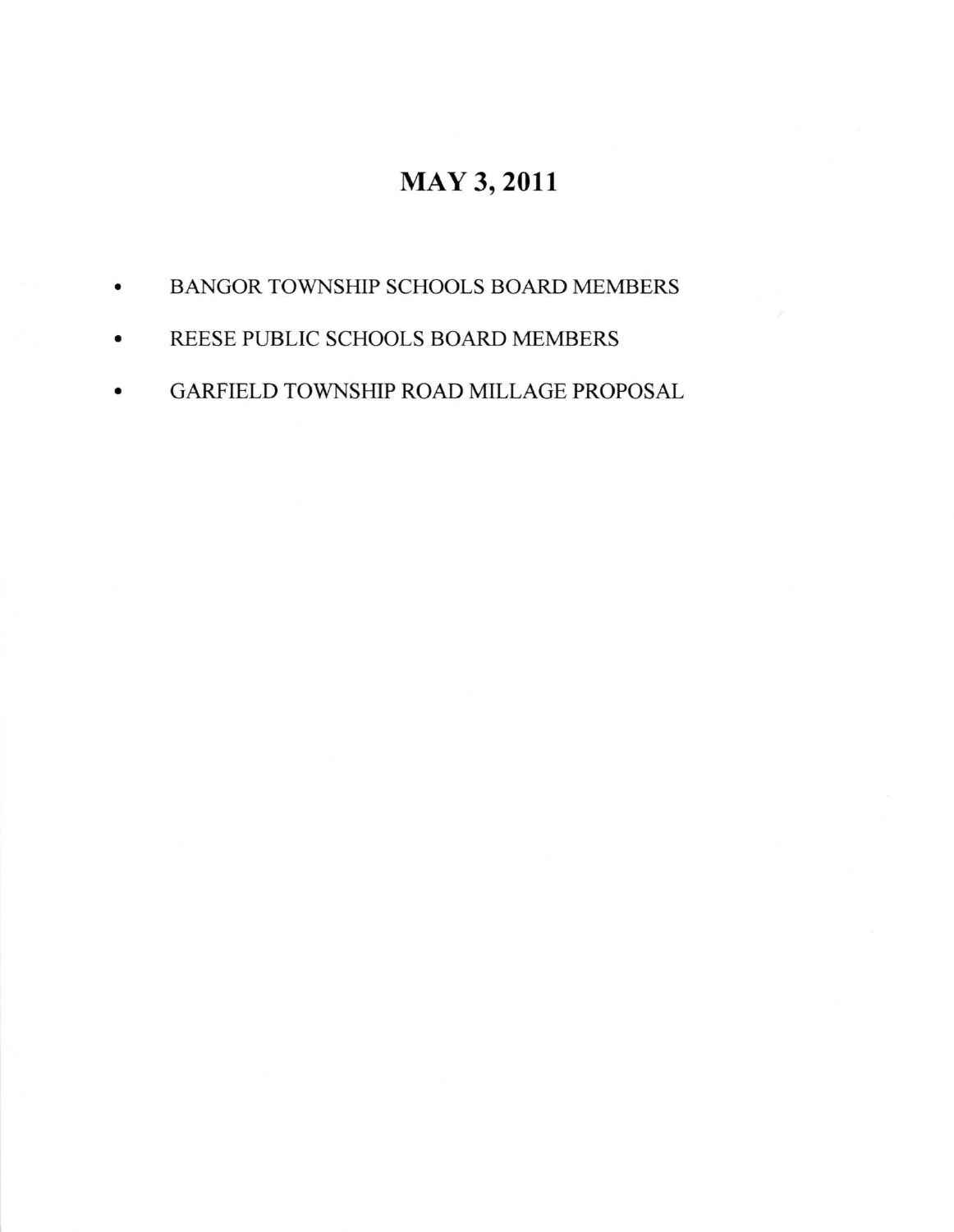# MAY 3, 2011

- BANGOR TOWNSHIP SCHOOLS BOARD MEMBERS
- REESE PUBLIC SCHOOLS BOARD MEMBERS
- GARFIELD TOWNSHIP ROAD MILLAGE PROPOSAL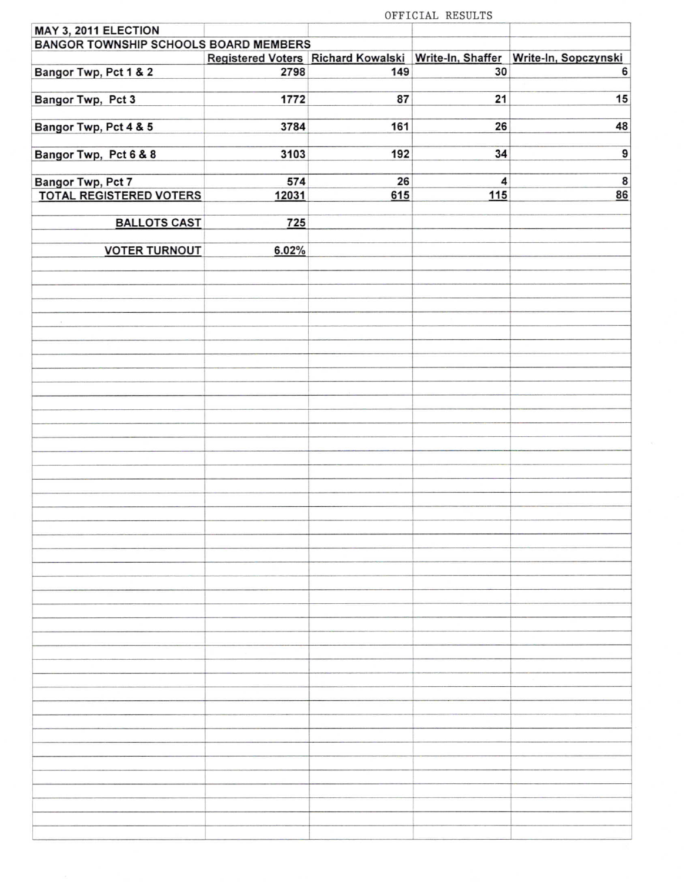OFFICIAL RESULTS

| MAY 3, 2011 ELECTION | | | | |
|---|---|---|---|---|
| BANGOR TOWNSHIP SCHOOLS BOARD MEMBERS | | | | |
| | Registered Voters | Richard Kowalski | Write-In, Shaffer | Write-In, Sopczynski |
| Bangor Twp, Pct 1 & 2 | 2798 | 149 | 30 | 6 |
| Bangor Twp, Pct 3 | 1772 | 87 | 21 | 15 |
| Bangor Twp, Pct 4 & 5 | 3784 | 161 | 26 | 48 |
| Bangor Twp, Pct 6 & 8 | 3103 | 192 | 34 | 9 |
| Bangor Twp, Pct 7 | 574 | 26 | 4 | 8 |
| TOTAL REGISTERED VOTERS | 12031 | 615 | 115 | 86 |
| BALLOTS CAST | 725 | | | |
| VOTER TURNOUT | 6.02% | | | |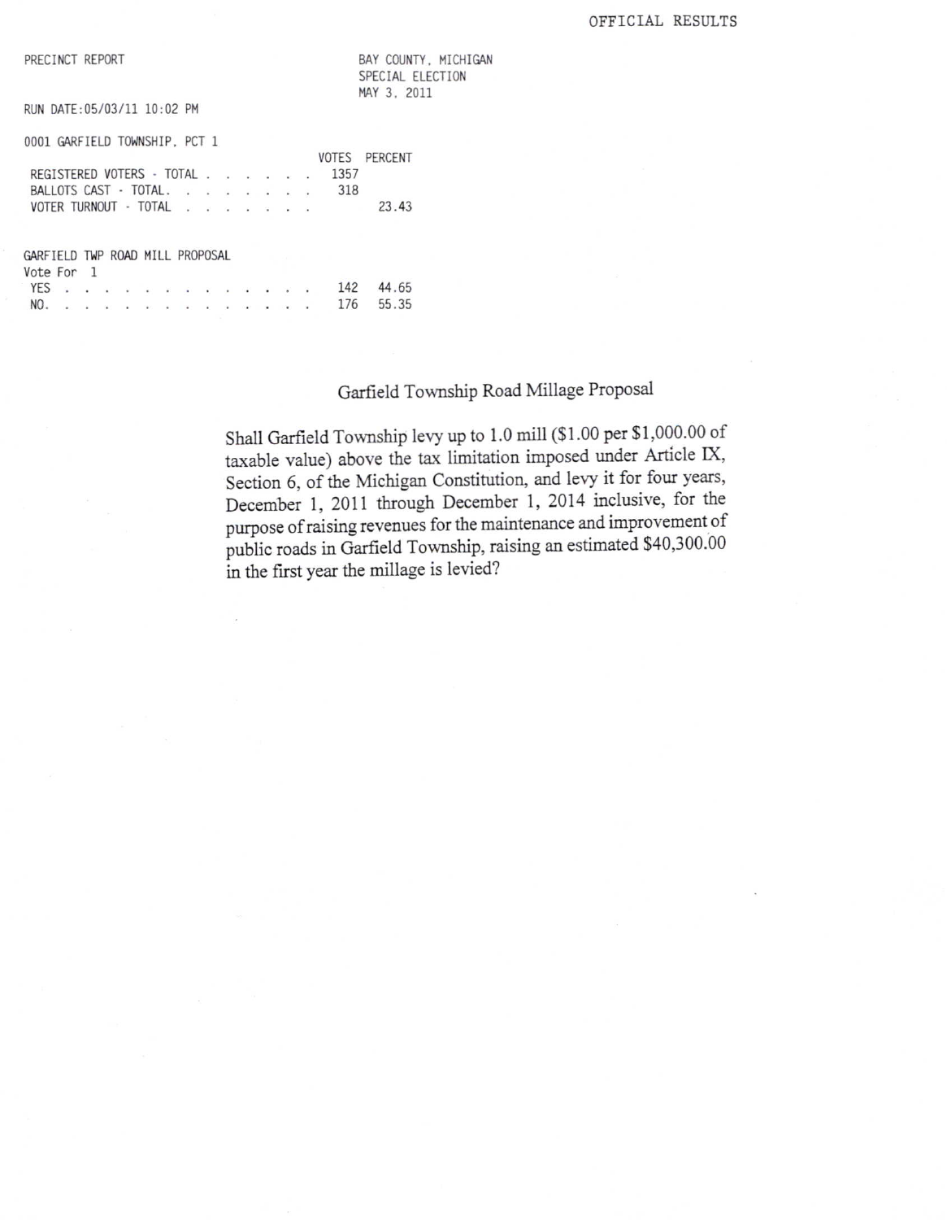OFFICIAL RESULTS

PRECINCT REPORT

BAY COUNTY, MICHIGAN
SPECIAL ELECTION
MAY 3, 2011

RUN DATE:05/03/11 10:02 PM

0001 GARFIELD TOWNSHIP, PCT 1

| | VOTES | PERCENT |
|---|---|---|
| REGISTERED VOTERS - TOTAL | 1357 | |
| BALLOTS CAST - TOTAL | 318 | |
| VOTER TURNOUT - TOTAL | | 23.43 |

GARFIELD TWP ROAD MILL PROPOSAL
Vote For 1

| | VOTES | PERCENT |
|---|---|---|
| YES | 142 | 44.65 |
| NO | 176 | 55.35 |

## Garfield Township Road Millage Proposal

Shall Garfield Township levy up to 1.0 mill ($1.00 per $1,000.00 of taxable value) above the tax limitation imposed under Article IX, Section 6, of the Michigan Constitution, and levy it for four years, December 1, 2011 through December 1, 2014 inclusive, for the purpose of raising revenues for the maintenance and improvement of public roads in Garfield Township, raising an estimated $40,300.00 in the first year the millage is levied?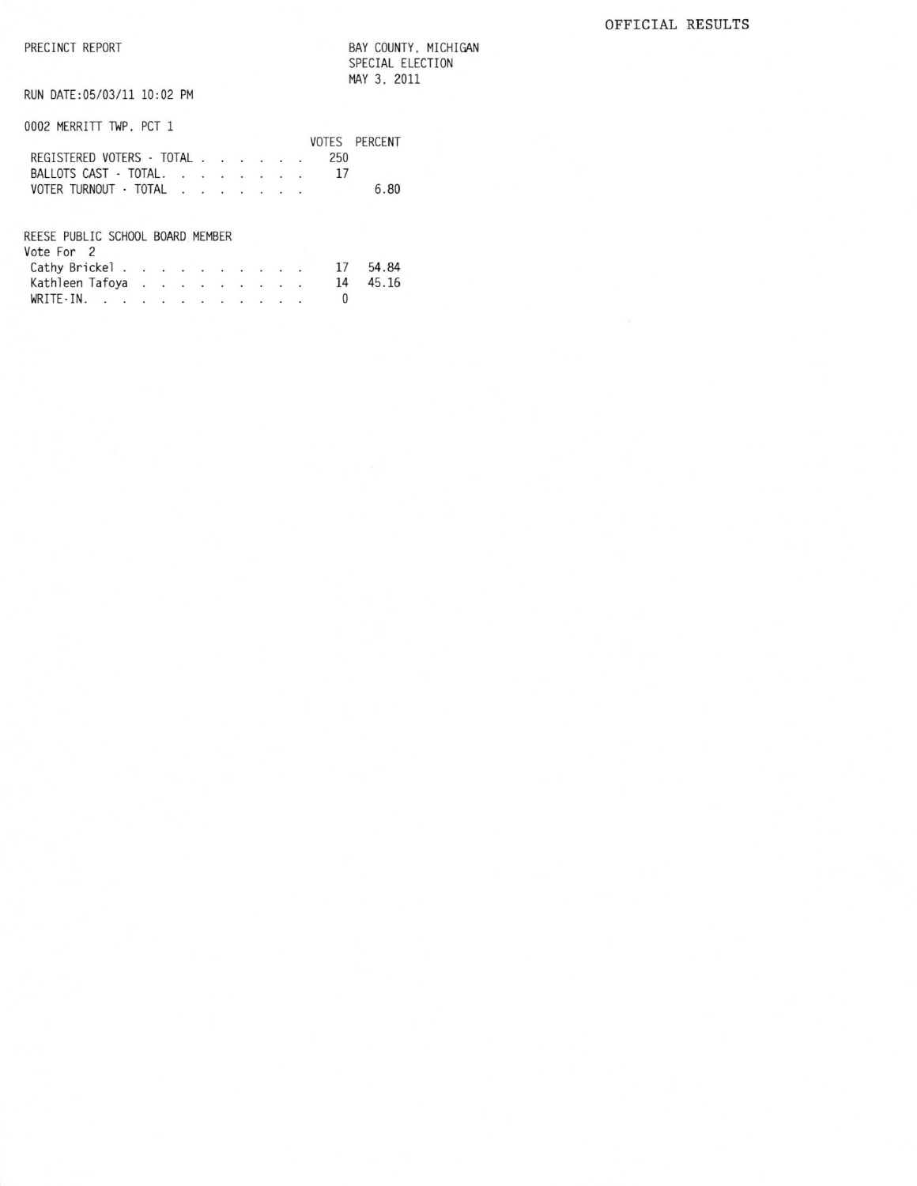OFFICIAL RESULTS

PRECINCT REPORT

BAY COUNTY, MICHIGAN
SPECIAL ELECTION
MAY 3, 2011

RUN DATE:05/03/11 10:02 PM

0002 MERRITT TWP, PCT 1

| | VOTES | PERCENT |
|---|---|---|
| REGISTERED VOTERS - TOTAL | 250 | |
| BALLOTS CAST - TOTAL | 17 | |
| VOTER TURNOUT - TOTAL | | 6.80 |

REESE PUBLIC SCHOOL BOARD MEMBER
Vote For 2

| | VOTES | PERCENT |
|---|---|---|
| Cathy Brickel | 17 | 54.84 |
| Kathleen Tafoya | 14 | 45.16 |
| WRITE-IN | 0 | |